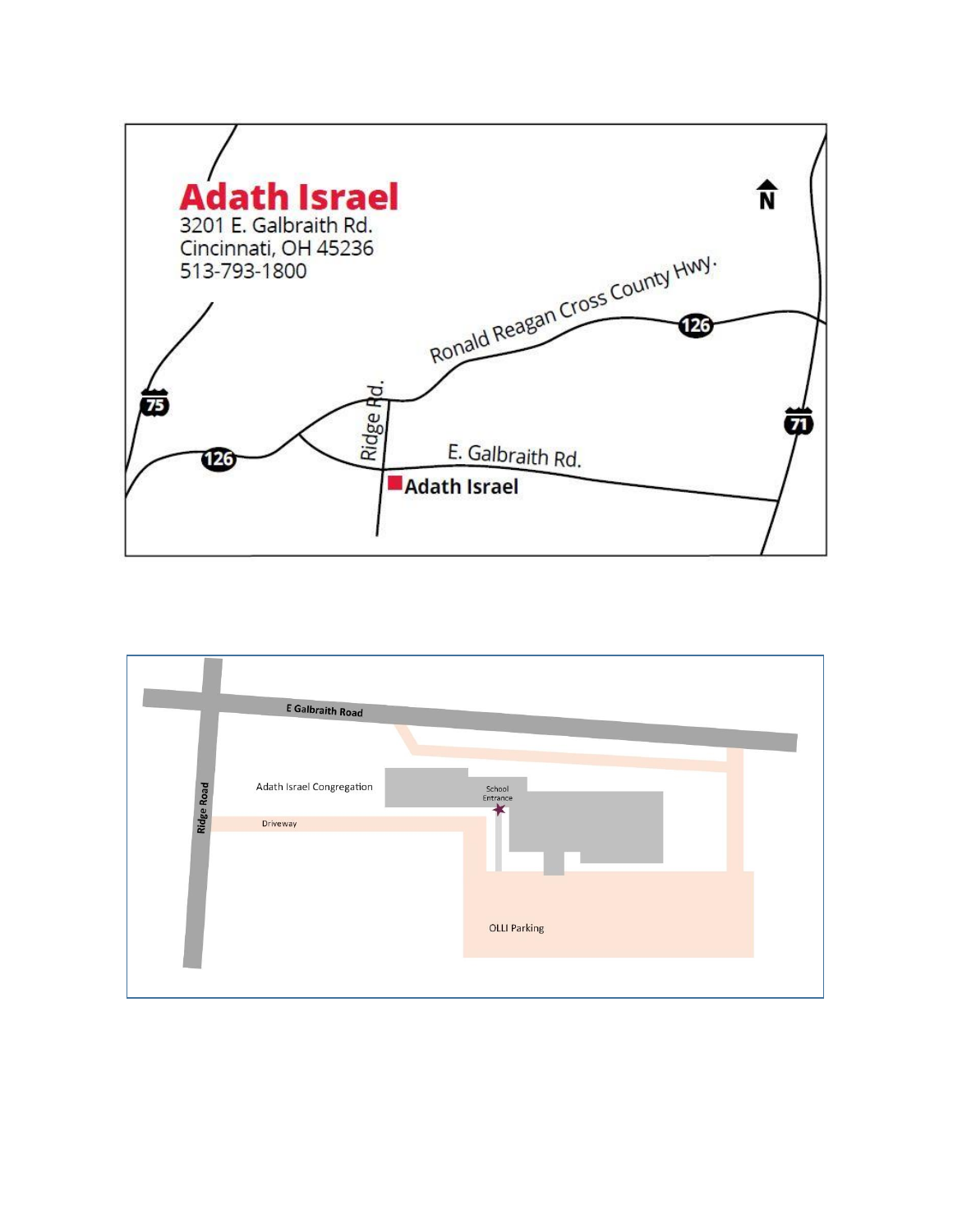# Adath Israel

3201 E. Galbraith Rd.
Cincinnati, OH 45236
513-793-1800

N

Ronald Reagan Cross County Hwy.

126

75

71

126

Ridge Rd.

E. Galbraith Rd.

**Adath Israel**

E Galbraith Road

Ridge Road

Adath Israel Congregation

School Entrance

Driveway

OLLI Parking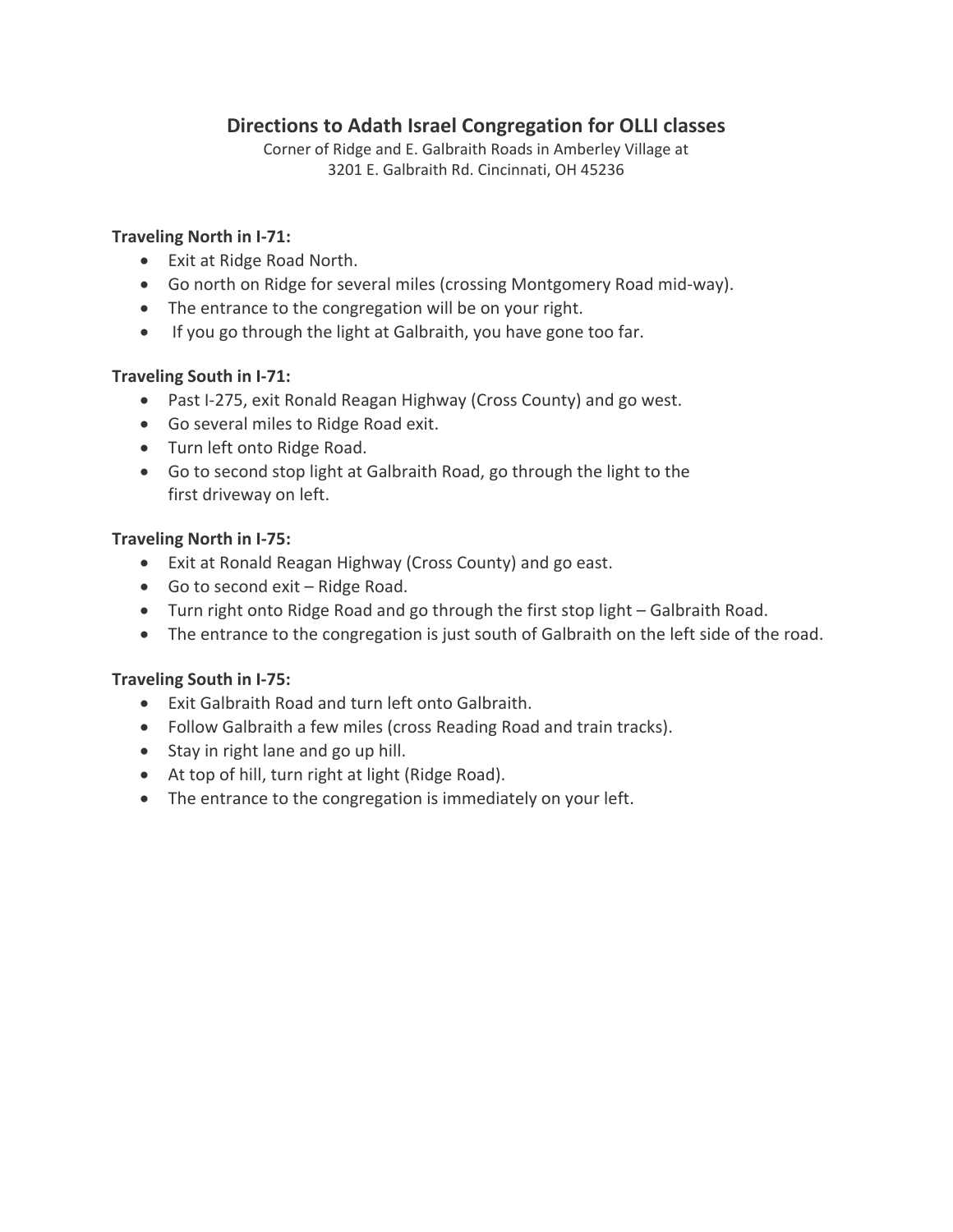## Directions to Adath Israel Congregation for OLLI classes

Corner of Ridge and E. Galbraith Roads in Amberley Village at
3201 E. Galbraith Rd. Cincinnati, OH 45236

**Traveling North in I-71:**

- Exit at Ridge Road North.
- Go north on Ridge for several miles (crossing Montgomery Road mid-way).
- The entrance to the congregation will be on your right.
- If you go through the light at Galbraith, you have gone too far.

**Traveling South in I-71:**

- Past I-275, exit Ronald Reagan Highway (Cross County) and go west.
- Go several miles to Ridge Road exit.
- Turn left onto Ridge Road.
- Go to second stop light at Galbraith Road, go through the light to the first driveway on left.

**Traveling North in I-75:**

- Exit at Ronald Reagan Highway (Cross County) and go east.
- Go to second exit – Ridge Road.
- Turn right onto Ridge Road and go through the first stop light – Galbraith Road.
- The entrance to the congregation is just south of Galbraith on the left side of the road.

**Traveling South in I-75:**

- Exit Galbraith Road and turn left onto Galbraith.
- Follow Galbraith a few miles (cross Reading Road and train tracks).
- Stay in right lane and go up hill.
- At top of hill, turn right at light (Ridge Road).
- The entrance to the congregation is immediately on your left.